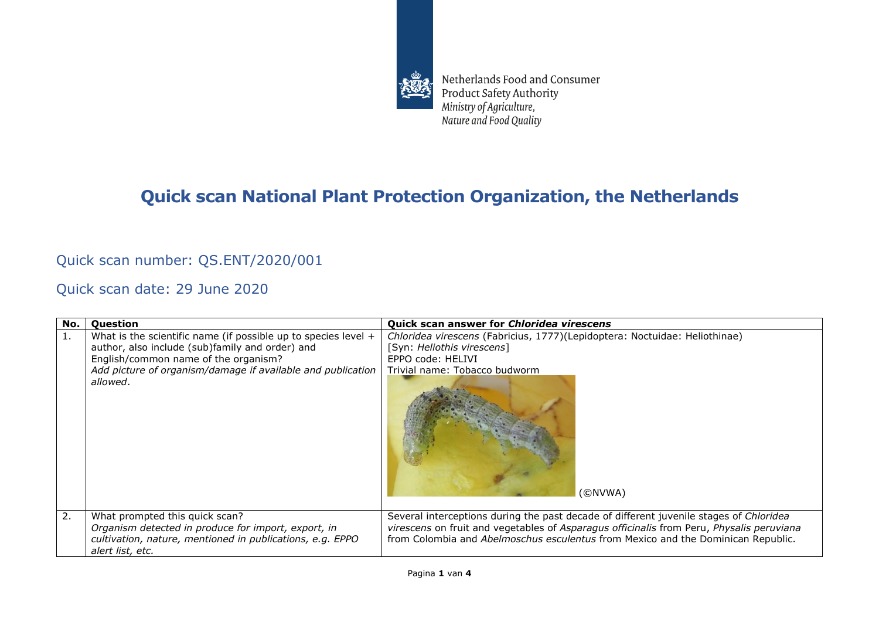Netherlands Food and Consumer Product Safety Authority
*Ministry of Agriculture, Nature and Food Quality*

# Quick scan National Plant Protection Organization, the Netherlands

## Quick scan number: QS.ENT/2020/001

## Quick scan date: 29 June 2020

| No. | Question | Quick scan answer for ***Chloridea virescens*** |
| --- | --- | --- |
| 1. | What is the scientific name (if possible up to species level + author, also include (sub)family and order) and English/common name of the organism? *Add picture of organism/damage if available and publication allowed*. | *Chloridea virescens* (Fabricius, 1777)(Lepidoptera: Noctuidae: Heliothinae) [Syn: *Heliothis virescens*] EPPO code: HELIVI Trivial name: Tobacco budworm (©NVWA) |
| 2. | What prompted this quick scan? *Organism detected in produce for import, export, in cultivation, nature, mentioned in publications, e.g. EPPO alert list, etc.* | Several interceptions during the past decade of different juvenile stages of *Chloridea virescens* on fruit and vegetables of *Asparagus officinalis* from Peru, *Physalis peruviana* from Colombia and *Abelmoschus esculentus* from Mexico and the Dominican Republic. |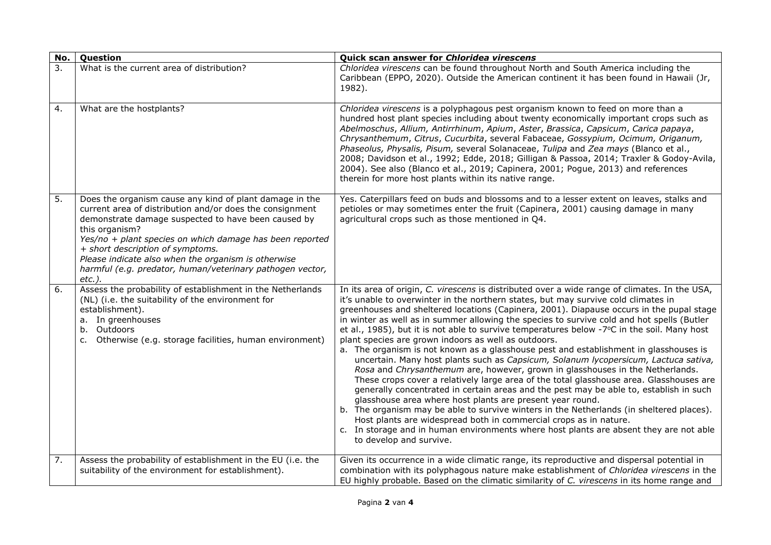| No. | Question | Quick scan answer for *Chloridea virescens* |
|---|---|---|
| 3. | What is the current area of distribution? | *Chloridea virescens* can be found throughout North and South America including the Caribbean (EPPO, 2020). Outside the American continent it has been found in Hawaii (Jr, 1982). |
| 4. | What are the hostplants? | *Chloridea virescens* is a polyphagous pest organism known to feed on more than a hundred host plant species including about twenty economically important crops such as *Abelmoschus*, *Allium*, *Antirrhinum*, *Apium*, *Aster*, *Brassica*, *Capsicum*, *Carica papaya*, *Chrysanthemum*, *Citrus*, *Cucurbita*, several Fabaceae, *Gossypium, Ocimum, Origanum, Phaseolus, Physalis, Pisum,* several Solanaceae, *Tulipa* and *Zea mays* (Blanco et al., 2008; Davidson et al., 1992; Edde, 2018; Gilligan & Passoa, 2014; Traxler & Godoy-Avila, 2004). See also (Blanco et al., 2019; Capinera, 2001; Pogue, 2013) and references therein for more host plants within its native range. |
| 5. | Does the organism cause any kind of plant damage in the current area of distribution and/or does the consignment demonstrate damage suspected to have been caused by this organism?<br>*Yes/no + plant species on which damage has been reported + short description of symptoms.*<br>*Please indicate also when the organism is otherwise harmful (e.g. predator, human/veterinary pathogen vector, etc.).* | Yes. Caterpillars feed on buds and blossoms and to a lesser extent on leaves, stalks and petioles or may sometimes enter the fruit (Capinera, 2001) causing damage in many agricultural crops such as those mentioned in Q4. |
| 6. | Assess the probability of establishment in the Netherlands (NL) (i.e. the suitability of the environment for establishment).<br>a. In greenhouses<br>b. Outdoors<br>c. Otherwise (e.g. storage facilities, human environment) | In its area of origin, *C. virescens* is distributed over a wide range of climates. In the USA, it's unable to overwinter in the northern states, but may survive cold climates in greenhouses and sheltered locations (Capinera, 2001). Diapause occurs in the pupal stage in winter as well as in summer allowing the species to survive cold and hot spells (Butler et al., 1985), but it is not able to survive temperatures below -7°C in the soil. Many host plant species are grown indoors as well as outdoors.<br>a. The organism is not known as a glasshouse pest and establishment in glasshouses is uncertain. Many host plants such as *Capsicum, Solanum lycopersicum, Lactuca sativa, Rosa* and *Chrysanthemum* are, however, grown in glasshouses in the Netherlands. These crops cover a relatively large area of the total glasshouse area. Glasshouses are generally concentrated in certain areas and the pest may be able to, establish in such glasshouse area where host plants are present year round.<br>b. The organism may be able to survive winters in the Netherlands (in sheltered places). Host plants are widespread both in commercial crops as in nature.<br>c. In storage and in human environments where host plants are absent they are not able to develop and survive. |
| 7. | Assess the probability of establishment in the EU (i.e. the suitability of the environment for establishment). | Given its occurrence in a wide climatic range, its reproductive and dispersal potential in combination with its polyphagous nature make establishment of *Chloridea virescens* in the EU highly probable. Based on the climatic similarity of *C. virescens* in its home range and |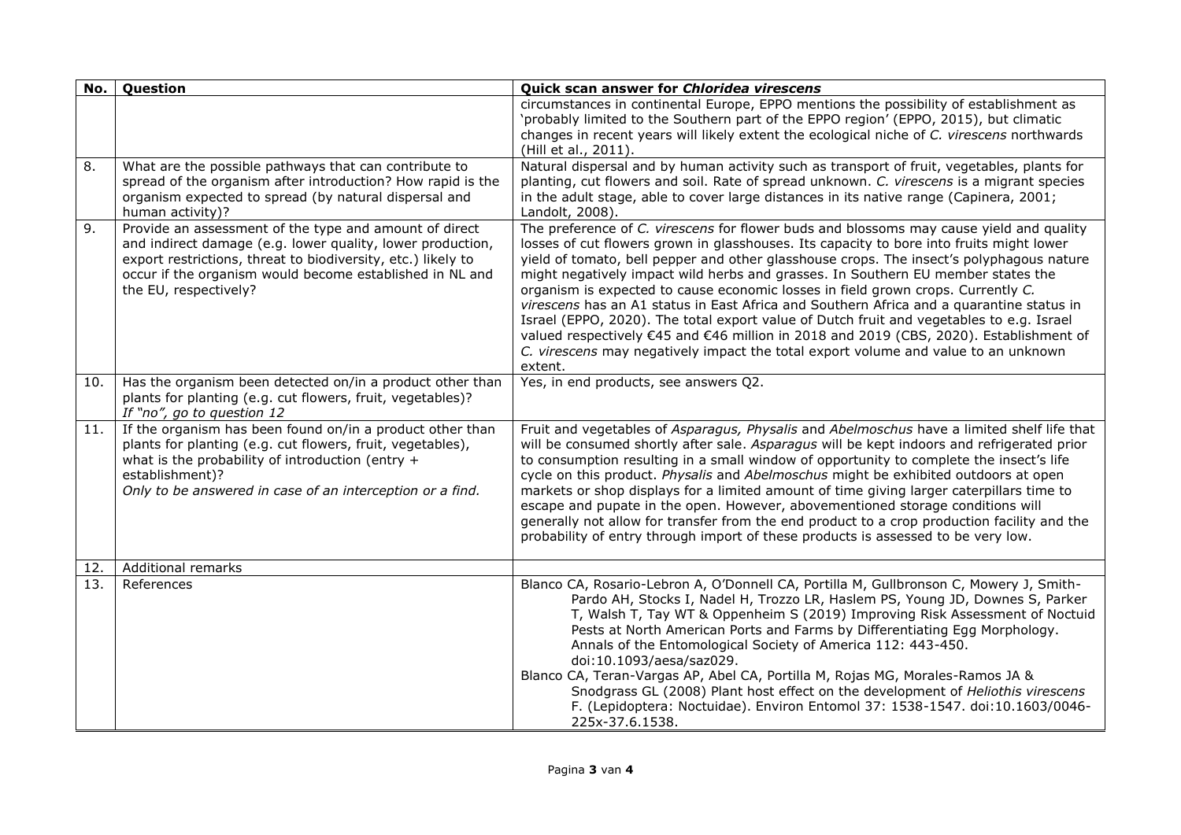| No. | Question | Quick scan answer for *Chloridea virescens* |
|---|---|---|
| | | circumstances in continental Europe, EPPO mentions the possibility of establishment as 'probably limited to the Southern part of the EPPO region' (EPPO, 2015), but climatic changes in recent years will likely extent the ecological niche of *C. virescens* northwards (Hill et al., 2011). |
| 8. | What are the possible pathways that can contribute to spread of the organism after introduction? How rapid is the organism expected to spread (by natural dispersal and human activity)? | Natural dispersal and by human activity such as transport of fruit, vegetables, plants for planting, cut flowers and soil. Rate of spread unknown. *C. virescens* is a migrant species in the adult stage, able to cover large distances in its native range (Capinera, 2001; Landolt, 2008). |
| 9. | Provide an assessment of the type and amount of direct and indirect damage (e.g. lower quality, lower production, export restrictions, threat to biodiversity, etc.) likely to occur if the organism would become established in NL and the EU, respectively? | The preference of *C. virescens* for flower buds and blossoms may cause yield and quality losses of cut flowers grown in glasshouses. Its capacity to bore into fruits might lower yield of tomato, bell pepper and other glasshouse crops. The insect's polyphagous nature might negatively impact wild herbs and grasses. In Southern EU member states the organism is expected to cause economic losses in field grown crops. Currently *C. virescens* has an A1 status in East Africa and Southern Africa and a quarantine status in Israel (EPPO, 2020). The total export value of Dutch fruit and vegetables to e.g. Israel valued respectively €45 and €46 million in 2018 and 2019 (CBS, 2020). Establishment of *C. virescens* may negatively impact the total export volume and value to an unknown extent. |
| 10. | Has the organism been detected on/in a product other than plants for planting (e.g. cut flowers, fruit, vegetables)? *If "no", go to question 12* | Yes, in end products, see answers Q2. |
| 11. | If the organism has been found on/in a product other than plants for planting (e.g. cut flowers, fruit, vegetables), what is the probability of introduction (entry + establishment)? *Only to be answered in case of an interception or a find.* | Fruit and vegetables of *Asparagus, Physalis* and *Abelmoschus* have a limited shelf life that will be consumed shortly after sale. *Asparagus* will be kept indoors and refrigerated prior to consumption resulting in a small window of opportunity to complete the insect's life cycle on this product. *Physalis* and *Abelmoschus* might be exhibited outdoors at open markets or shop displays for a limited amount of time giving larger caterpillars time to escape and pupate in the open. However, abovementioned storage conditions will generally not allow for transfer from the end product to a crop production facility and the probability of entry through import of these products is assessed to be very low. |
| 12. | Additional remarks | |
| 13. | References | Blanco CA, Rosario-Lebron A, O'Donnell CA, Portilla M, Gullbronson C, Mowery J, Smith-Pardo AH, Stocks I, Nadel H, Trozzo LR, Haslem PS, Young JD, Downes S, Parker T, Walsh T, Tay WT & Oppenheim S (2019) Improving Risk Assessment of Noctuid Pests at North American Ports and Farms by Differentiating Egg Morphology. Annals of the Entomological Society of America 112: 443-450. doi:10.1093/aesa/saz029.<br>Blanco CA, Teran-Vargas AP, Abel CA, Portilla M, Rojas MG, Morales-Ramos JA & Snodgrass GL (2008) Plant host effect on the development of *Heliothis virescens* F. (Lepidoptera: Noctuidae). Environ Entomol 37: 1538-1547. doi:10.1603/0046-225x-37.6.1538. |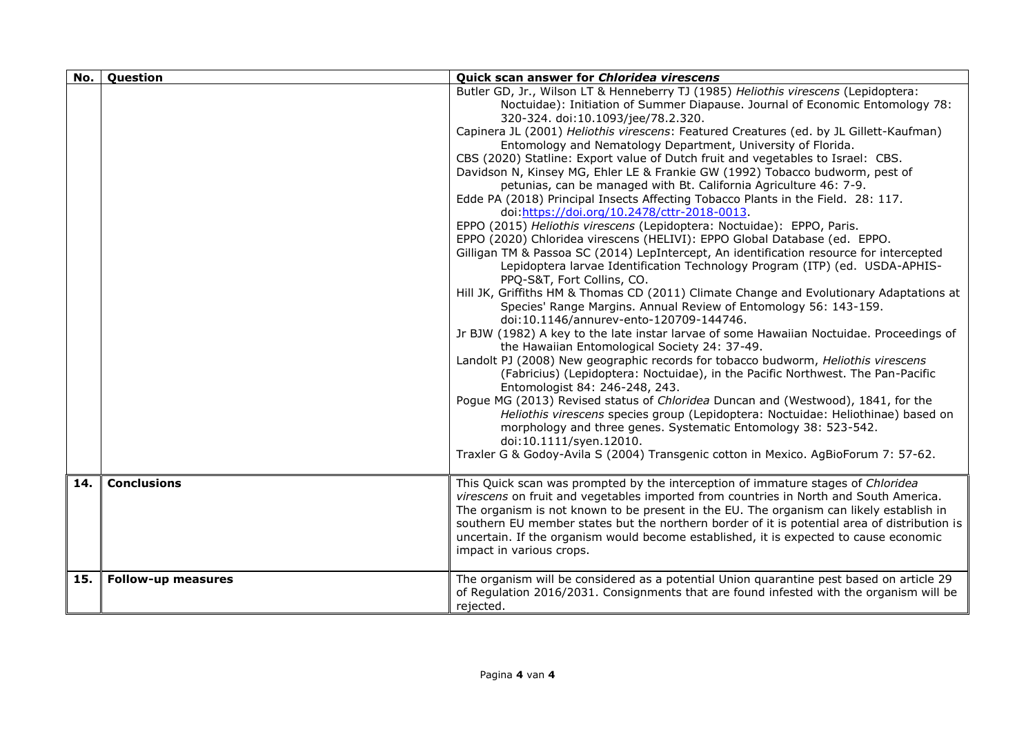| No. | Question | Quick scan answer for *Chloridea virescens* |
|---|---|---|
| | | Butler GD, Jr., Wilson LT & Henneberry TJ (1985) *Heliothis virescens* (Lepidoptera: Noctuidae): Initiation of Summer Diapause. Journal of Economic Entomology 78: 320-324. doi:10.1093/jee/78.2.320.<br>Capinera JL (2001) *Heliothis virescens*: Featured Creatures (ed. by JL Gillett-Kaufman) Entomology and Nematology Department, University of Florida.<br>CBS (2020) Statline: Export value of Dutch fruit and vegetables to Israel: CBS.<br>Davidson N, Kinsey MG, Ehler LE & Frankie GW (1992) Tobacco budworm, pest of petunias, can be managed with Bt. California Agriculture 46: 7-9.<br>Edde PA (2018) Principal Insects Affecting Tobacco Plants in the Field. 28: 117. doi:https://doi.org/10.2478/cttr-2018-0013.<br>EPPO (2015) *Heliothis virescens* (Lepidoptera: Noctuidae): EPPO, Paris.<br>EPPO (2020) Chloridea virescens (HELIVI): EPPO Global Database (ed. EPPO.<br>Gilligan TM & Passoa SC (2014) LepIntercept, An identification resource for intercepted Lepidoptera larvae Identification Technology Program (ITP) (ed. USDA-APHIS-PPQ-S&T, Fort Collins, CO.<br>Hill JK, Griffiths HM & Thomas CD (2011) Climate Change and Evolutionary Adaptations at Species' Range Margins. Annual Review of Entomology 56: 143-159. doi:10.1146/annurev-ento-120709-144746.<br>Jr BJW (1982) A key to the late instar larvae of some Hawaiian Noctuidae. Proceedings of the Hawaiian Entomological Society 24: 37-49.<br>Landolt PJ (2008) New geographic records for tobacco budworm, *Heliothis virescens* (Fabricius) (Lepidoptera: Noctuidae), in the Pacific Northwest. The Pan-Pacific Entomologist 84: 246-248, 243.<br>Pogue MG (2013) Revised status of *Chloridea* Duncan and (Westwood), 1841, for the *Heliothis virescens* species group (Lepidoptera: Noctuidae: Heliothinae) based on morphology and three genes. Systematic Entomology 38: 523-542. doi:10.1111/syen.12010.<br>Traxler G & Godoy-Avila S (2004) Transgenic cotton in Mexico. AgBioForum 7: 57-62. |
| **14.** | **Conclusions** | This Quick scan was prompted by the interception of immature stages of *Chloridea virescens* on fruit and vegetables imported from countries in North and South America. The organism is not known to be present in the EU. The organism can likely establish in southern EU member states but the northern border of it is potential area of distribution is uncertain. If the organism would become established, it is expected to cause economic impact in various crops. |
| **15.** | **Follow-up measures** | The organism will be considered as a potential Union quarantine pest based on article 29 of Regulation 2016/2031. Consignments that are found infested with the organism will be rejected. |